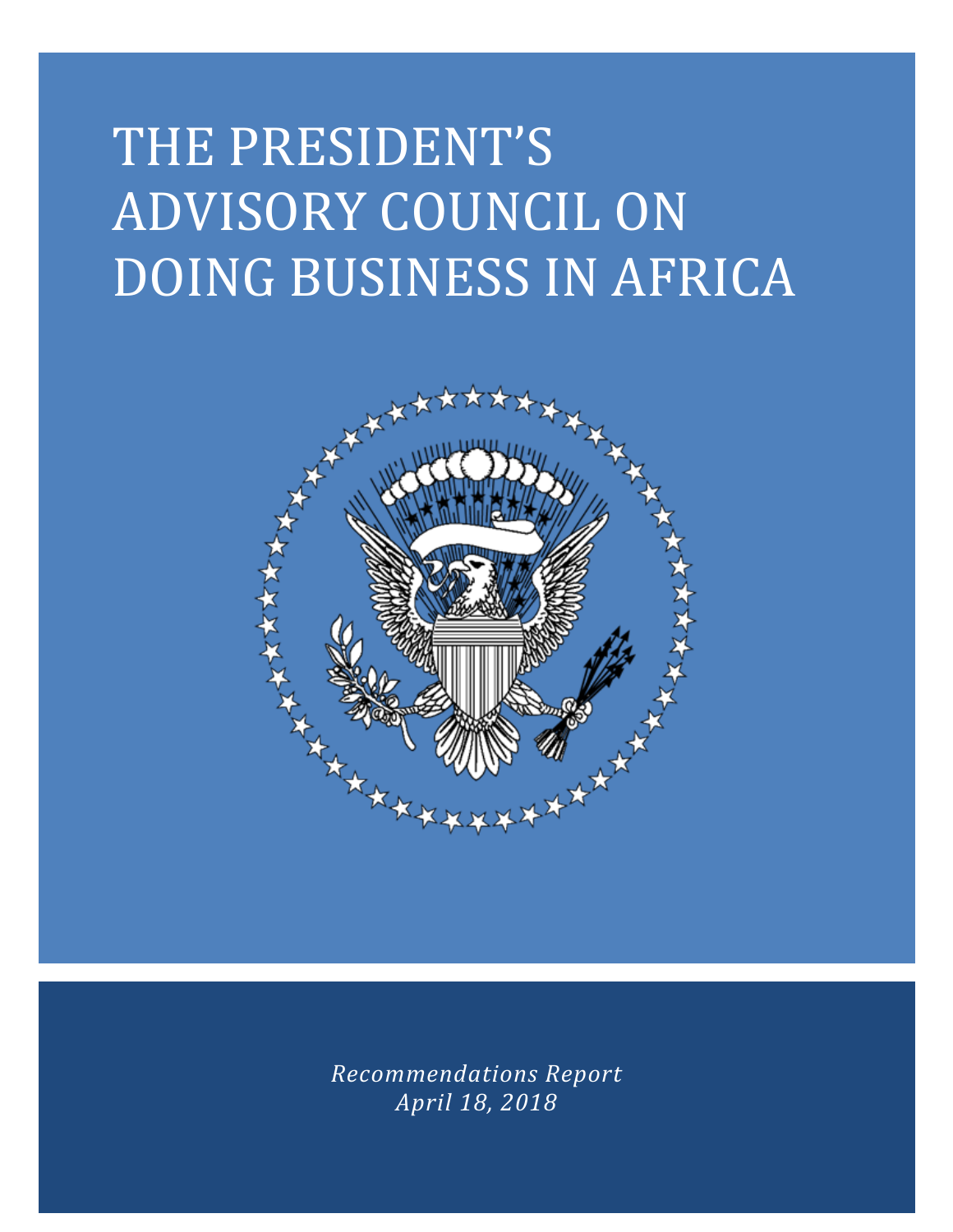# THE PRESIDENT'S ADVISORY COUNCIL ON DOING BUSINESS IN AFRICA

*Recommendations Report*
*April 18, 2018*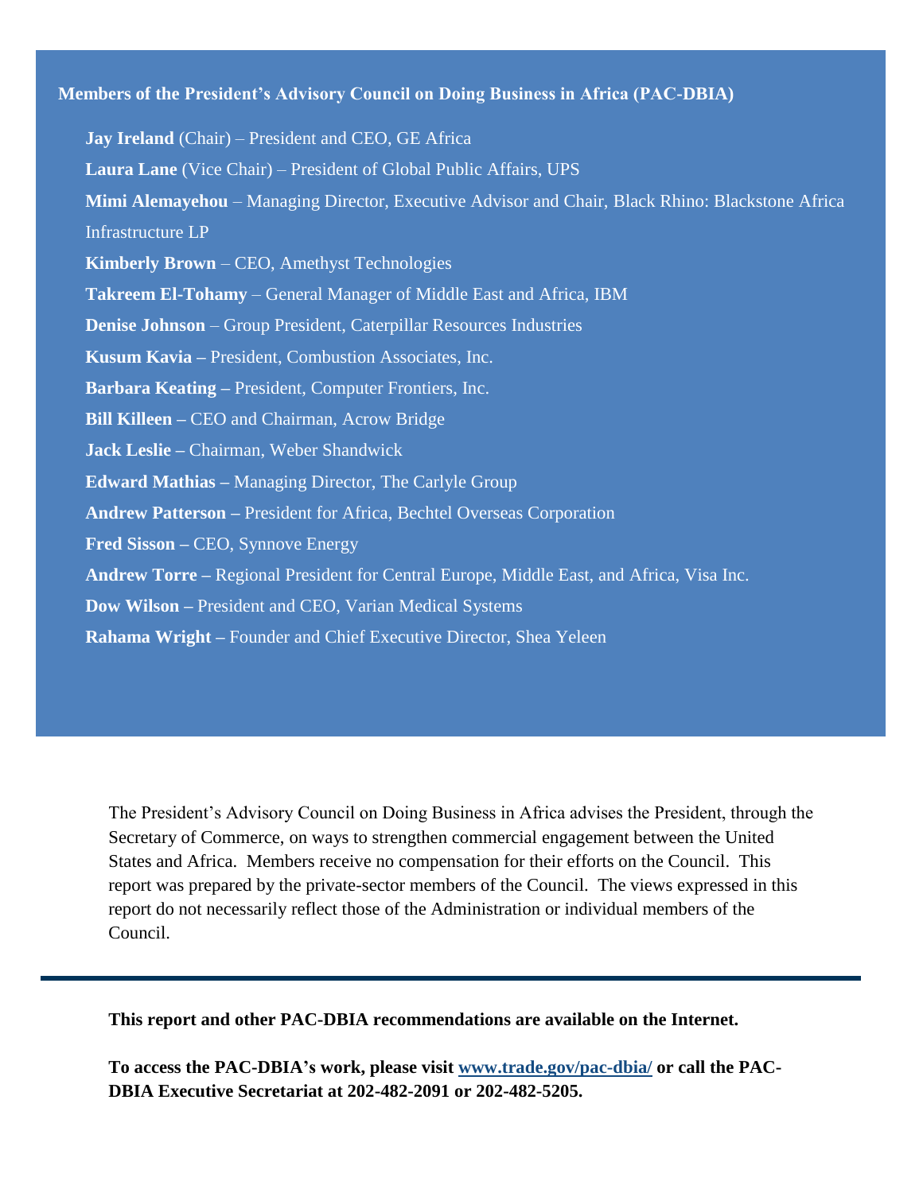**Members of the President's Advisory Council on Doing Business in Africa (PAC-DBIA)**

**Jay Ireland** (Chair) – President and CEO, GE Africa

**Laura Lane** (Vice Chair) – President of Global Public Affairs, UPS

**Mimi Alemayehou** – Managing Director, Executive Advisor and Chair, Black Rhino: Blackstone Africa Infrastructure LP

**Kimberly Brown** – CEO, Amethyst Technologies

**Takreem El-Tohamy** – General Manager of Middle East and Africa, IBM

**Denise Johnson** – Group President, Caterpillar Resources Industries

**Kusum Kavia –** President, Combustion Associates, Inc.

**Barbara Keating –** President, Computer Frontiers, Inc.

**Bill Killeen –** CEO and Chairman, Acrow Bridge

**Jack Leslie –** Chairman, Weber Shandwick

**Edward Mathias –** Managing Director, The Carlyle Group

**Andrew Patterson –** President for Africa, Bechtel Overseas Corporation

**Fred Sisson –** CEO, Synnove Energy

**Andrew Torre –** Regional President for Central Europe, Middle East, and Africa, Visa Inc.

**Dow Wilson –** President and CEO, Varian Medical Systems

**Rahama Wright –** Founder and Chief Executive Director, Shea Yeleen

The President's Advisory Council on Doing Business in Africa advises the President, through the Secretary of Commerce, on ways to strengthen commercial engagement between the United States and Africa. Members receive no compensation for their efforts on the Council. This report was prepared by the private-sector members of the Council. The views expressed in this report do not necessarily reflect those of the Administration or individual members of the Council.

---

**This report and other PAC-DBIA recommendations are available on the Internet.**

**To access the PAC-DBIA's work, please visit [www.trade.gov/pac-dbia/](www.trade.gov/pac-dbia/) or call the PAC-DBIA Executive Secretariat at 202-482-2091 or 202-482-5205.**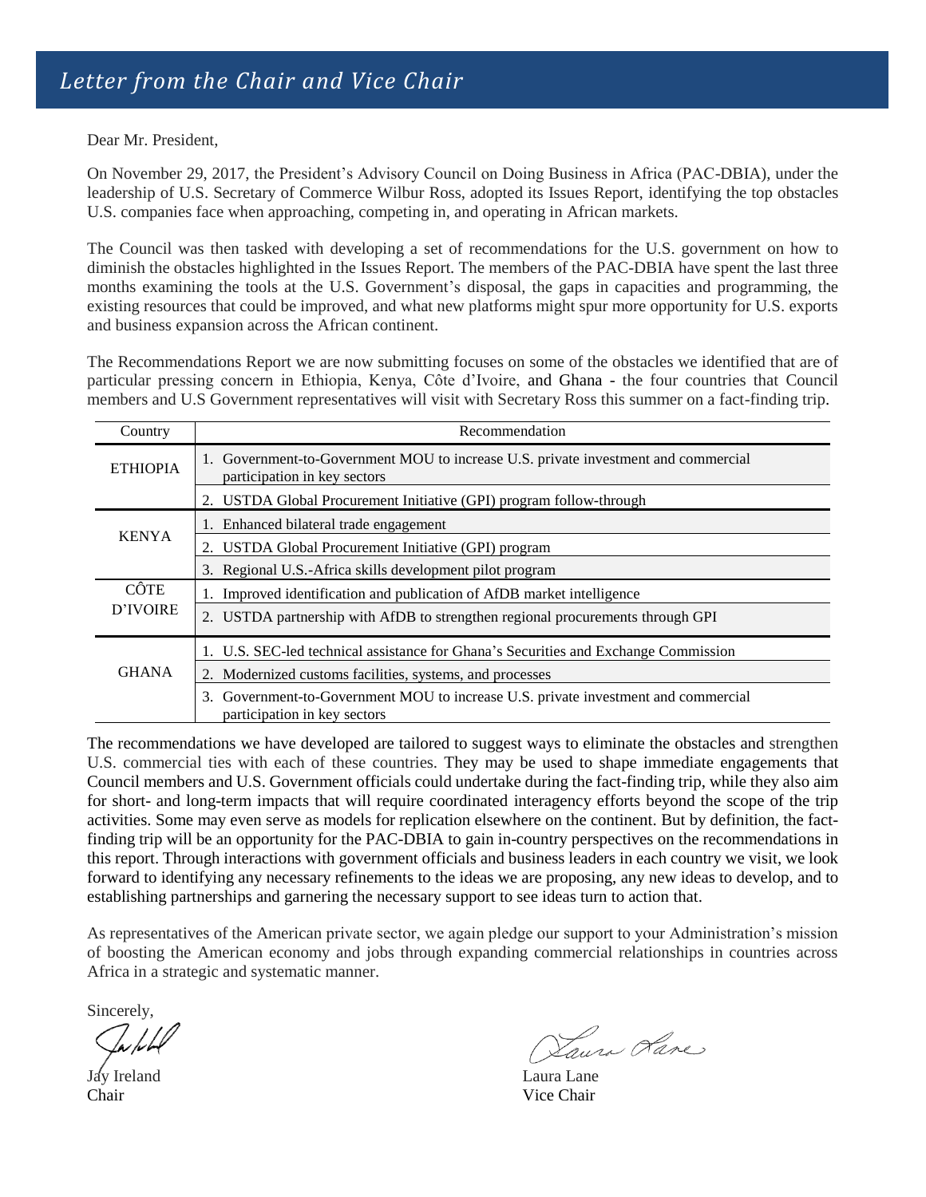# *Letter from the Chair and Vice Chair*

Dear Mr. President,

On November 29, 2017, the President's Advisory Council on Doing Business in Africa (PAC-DBIA), under the leadership of U.S. Secretary of Commerce Wilbur Ross, adopted its Issues Report, identifying the top obstacles U.S. companies face when approaching, competing in, and operating in African markets.

The Council was then tasked with developing a set of recommendations for the U.S. government on how to diminish the obstacles highlighted in the Issues Report. The members of the PAC-DBIA have spent the last three months examining the tools at the U.S. Government's disposal, the gaps in capacities and programming, the existing resources that could be improved, and what new platforms might spur more opportunity for U.S. exports and business expansion across the African continent.

The Recommendations Report we are now submitting focuses on some of the obstacles we identified that are of particular pressing concern in Ethiopia, Kenya, Côte d'Ivoire, and Ghana - the four countries that Council members and U.S Government representatives will visit with Secretary Ross this summer on a fact-finding trip.

| Country | Recommendation |
|---|---|
| ETHIOPIA | 1. Government-to-Government MOU to increase U.S. private investment and commercial participation in key sectors |
| | 2. USTDA Global Procurement Initiative (GPI) program follow-through |
| KENYA | 1. Enhanced bilateral trade engagement |
| | 2. USTDA Global Procurement Initiative (GPI) program |
| | 3. Regional U.S.-Africa skills development pilot program |
| CÔTE D'IVOIRE | 1. Improved identification and publication of AfDB market intelligence |
| | 2. USTDA partnership with AfDB to strengthen regional procurements through GPI |
| GHANA | 1. U.S. SEC-led technical assistance for Ghana's Securities and Exchange Commission |
| | 2. Modernized customs facilities, systems, and processes |
| | 3. Government-to-Government MOU to increase U.S. private investment and commercial participation in key sectors |

The recommendations we have developed are tailored to suggest ways to eliminate the obstacles and strengthen U.S. commercial ties with each of these countries. They may be used to shape immediate engagements that Council members and U.S. Government officials could undertake during the fact-finding trip, while they also aim for short- and long-term impacts that will require coordinated interagency efforts beyond the scope of the trip activities. Some may even serve as models for replication elsewhere on the continent. But by definition, the fact-finding trip will be an opportunity for the PAC-DBIA to gain in-country perspectives on the recommendations in this report. Through interactions with government officials and business leaders in each country we visit, we look forward to identifying any necessary refinements to the ideas we are proposing, any new ideas to develop, and to establishing partnerships and garnering the necessary support to see ideas turn to action that.

As representatives of the American private sector, we again pledge our support to your Administration's mission of boosting the American economy and jobs through expanding commercial relationships in countries across Africa in a strategic and systematic manner.

Sincerely,

Jay Ireland
Chair

Laura Lane
Vice Chair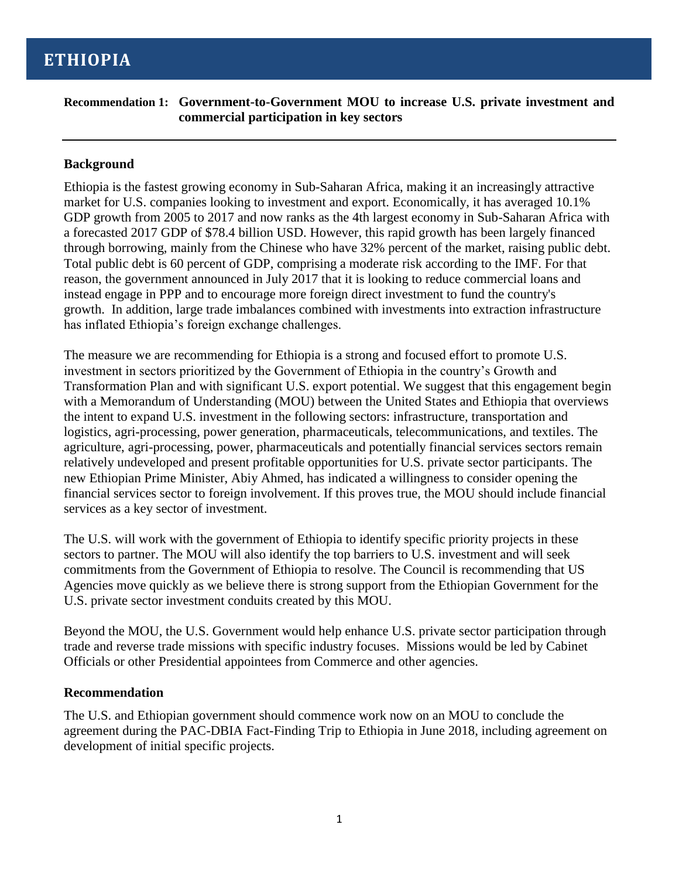# ETHIOPIA

**Recommendation 1: Government-to-Government MOU to increase U.S. private investment and commercial participation in key sectors**

---

## Background

Ethiopia is the fastest growing economy in Sub-Saharan Africa, making it an increasingly attractive market for U.S. companies looking to investment and export. Economically, it has averaged 10.1% GDP growth from 2005 to 2017 and now ranks as the 4th largest economy in Sub-Saharan Africa with a forecasted 2017 GDP of $78.4 billion USD. However, this rapid growth has been largely financed through borrowing, mainly from the Chinese who have 32% percent of the market, raising public debt. Total public debt is 60 percent of GDP, comprising a moderate risk according to the IMF. For that reason, the government announced in July 2017 that it is looking to reduce commercial loans and instead engage in PPP and to encourage more foreign direct investment to fund the country's growth. In addition, large trade imbalances combined with investments into extraction infrastructure has inflated Ethiopia's foreign exchange challenges.

The measure we are recommending for Ethiopia is a strong and focused effort to promote U.S. investment in sectors prioritized by the Government of Ethiopia in the country's Growth and Transformation Plan and with significant U.S. export potential. We suggest that this engagement begin with a Memorandum of Understanding (MOU) between the United States and Ethiopia that overviews the intent to expand U.S. investment in the following sectors: infrastructure, transportation and logistics, agri-processing, power generation, pharmaceuticals, telecommunications, and textiles. The agriculture, agri-processing, power, pharmaceuticals and potentially financial services sectors remain relatively undeveloped and present profitable opportunities for U.S. private sector participants. The new Ethiopian Prime Minister, Abiy Ahmed, has indicated a willingness to consider opening the financial services sector to foreign involvement. If this proves true, the MOU should include financial services as a key sector of investment.

The U.S. will work with the government of Ethiopia to identify specific priority projects in these sectors to partner. The MOU will also identify the top barriers to U.S. investment and will seek commitments from the Government of Ethiopia to resolve. The Council is recommending that US Agencies move quickly as we believe there is strong support from the Ethiopian Government for the U.S. private sector investment conduits created by this MOU.

Beyond the MOU, the U.S. Government would help enhance U.S. private sector participation through trade and reverse trade missions with specific industry focuses. Missions would be led by Cabinet Officials or other Presidential appointees from Commerce and other agencies.

## Recommendation

The U.S. and Ethiopian government should commence work now on an MOU to conclude the agreement during the PAC-DBIA Fact-Finding Trip to Ethiopia in June 2018, including agreement on development of initial specific projects.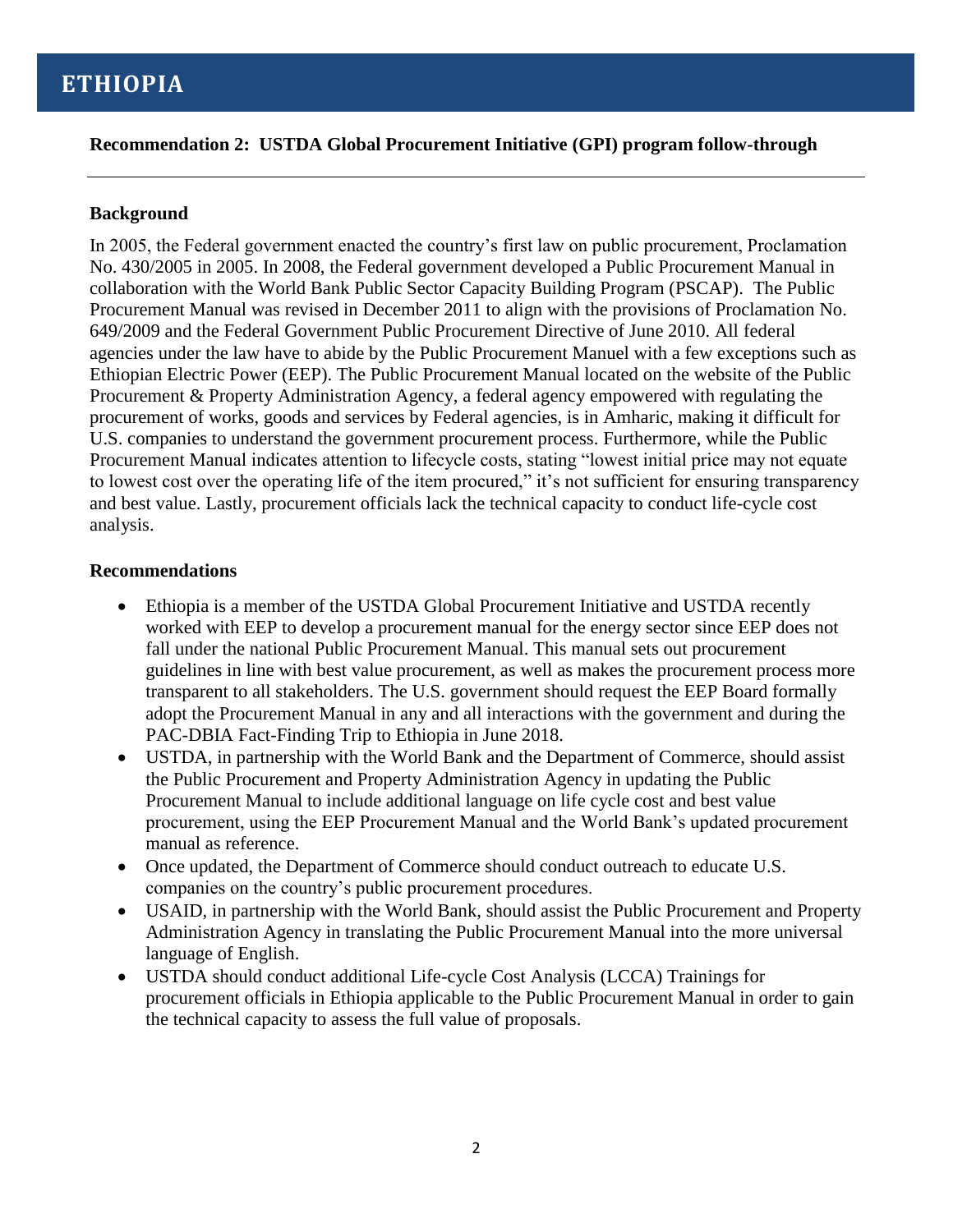# ETHIOPIA

**Recommendation 2: USTDA Global Procurement Initiative (GPI) program follow-through**

---

**Background**

In 2005, the Federal government enacted the country's first law on public procurement, Proclamation No. 430/2005 in 2005. In 2008, the Federal government developed a Public Procurement Manual in collaboration with the World Bank Public Sector Capacity Building Program (PSCAP). The Public Procurement Manual was revised in December 2011 to align with the provisions of Proclamation No. 649/2009 and the Federal Government Public Procurement Directive of June 2010. All federal agencies under the law have to abide by the Public Procurement Manuel with a few exceptions such as Ethiopian Electric Power (EEP). The Public Procurement Manual located on the website of the Public Procurement & Property Administration Agency, a federal agency empowered with regulating the procurement of works, goods and services by Federal agencies, is in Amharic, making it difficult for U.S. companies to understand the government procurement process. Furthermore, while the Public Procurement Manual indicates attention to lifecycle costs, stating "lowest initial price may not equate to lowest cost over the operating life of the item procured," it's not sufficient for ensuring transparency and best value. Lastly, procurement officials lack the technical capacity to conduct life-cycle cost analysis.

**Recommendations**

- Ethiopia is a member of the USTDA Global Procurement Initiative and USTDA recently worked with EEP to develop a procurement manual for the energy sector since EEP does not fall under the national Public Procurement Manual. This manual sets out procurement guidelines in line with best value procurement, as well as makes the procurement process more transparent to all stakeholders. The U.S. government should request the EEP Board formally adopt the Procurement Manual in any and all interactions with the government and during the PAC-DBIA Fact-Finding Trip to Ethiopia in June 2018.
- USTDA, in partnership with the World Bank and the Department of Commerce, should assist the Public Procurement and Property Administration Agency in updating the Public Procurement Manual to include additional language on life cycle cost and best value procurement, using the EEP Procurement Manual and the World Bank's updated procurement manual as reference.
- Once updated, the Department of Commerce should conduct outreach to educate U.S. companies on the country's public procurement procedures.
- USAID, in partnership with the World Bank, should assist the Public Procurement and Property Administration Agency in translating the Public Procurement Manual into the more universal language of English.
- USTDA should conduct additional Life-cycle Cost Analysis (LCCA) Trainings for procurement officials in Ethiopia applicable to the Public Procurement Manual in order to gain the technical capacity to assess the full value of proposals.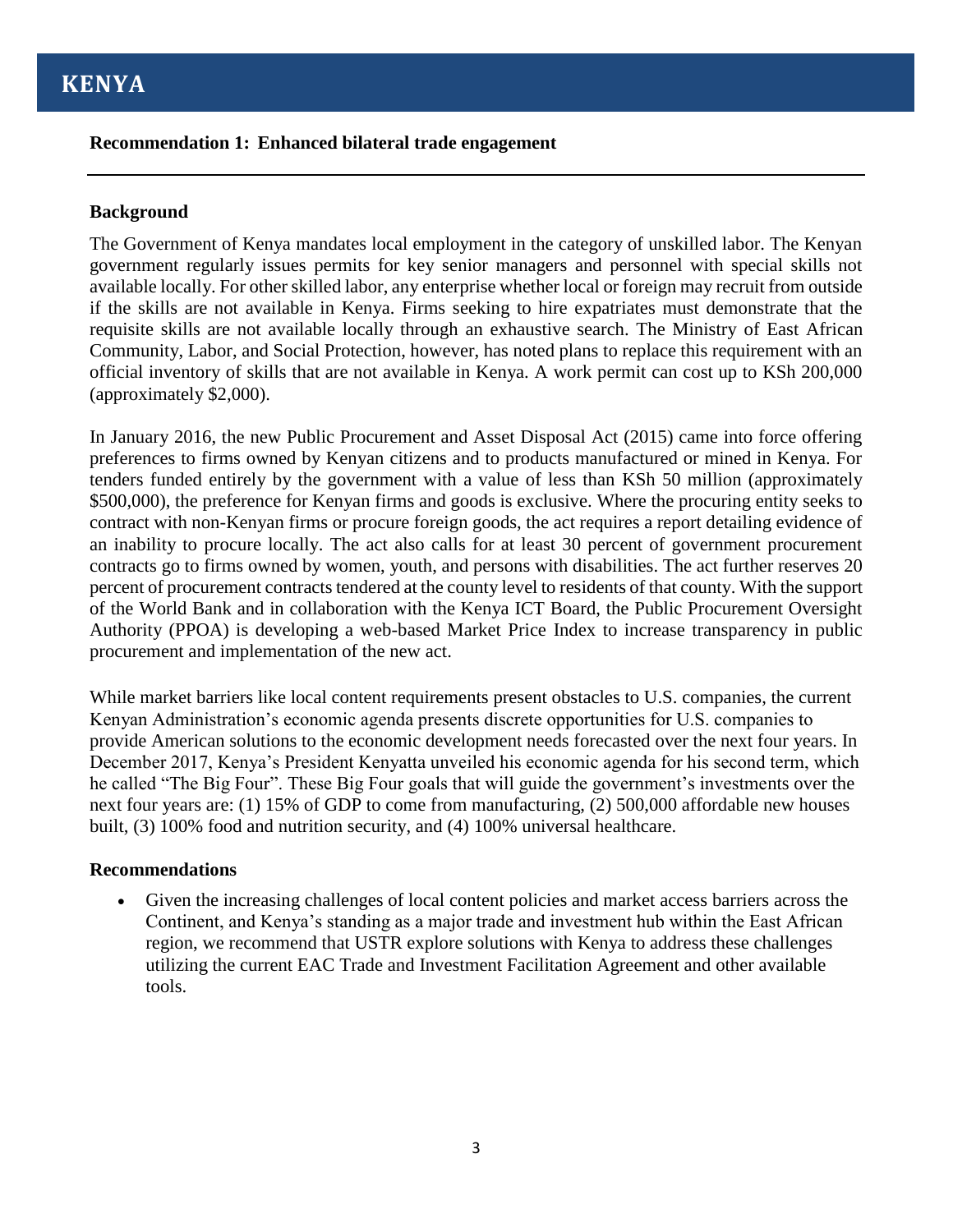# KENYA

**Recommendation 1: Enhanced bilateral trade engagement**

---

**Background**

The Government of Kenya mandates local employment in the category of unskilled labor. The Kenyan government regularly issues permits for key senior managers and personnel with special skills not available locally. For other skilled labor, any enterprise whether local or foreign may recruit from outside if the skills are not available in Kenya. Firms seeking to hire expatriates must demonstrate that the requisite skills are not available locally through an exhaustive search. The Ministry of East African Community, Labor, and Social Protection, however, has noted plans to replace this requirement with an official inventory of skills that are not available in Kenya. A work permit can cost up to KSh 200,000 (approximately $2,000).

In January 2016, the new Public Procurement and Asset Disposal Act (2015) came into force offering preferences to firms owned by Kenyan citizens and to products manufactured or mined in Kenya. For tenders funded entirely by the government with a value of less than KSh 50 million (approximately $500,000), the preference for Kenyan firms and goods is exclusive. Where the procuring entity seeks to contract with non-Kenyan firms or procure foreign goods, the act requires a report detailing evidence of an inability to procure locally. The act also calls for at least 30 percent of government procurement contracts go to firms owned by women, youth, and persons with disabilities. The act further reserves 20 percent of procurement contracts tendered at the county level to residents of that county. With the support of the World Bank and in collaboration with the Kenya ICT Board, the Public Procurement Oversight Authority (PPOA) is developing a web-based Market Price Index to increase transparency in public procurement and implementation of the new act.

While market barriers like local content requirements present obstacles to U.S. companies, the current Kenyan Administration's economic agenda presents discrete opportunities for U.S. companies to provide American solutions to the economic development needs forecasted over the next four years. In December 2017, Kenya's President Kenyatta unveiled his economic agenda for his second term, which he called "The Big Four". These Big Four goals that will guide the government's investments over the next four years are: (1) 15% of GDP to come from manufacturing, (2) 500,000 affordable new houses built, (3) 100% food and nutrition security, and (4) 100% universal healthcare.

**Recommendations**

- Given the increasing challenges of local content policies and market access barriers across the Continent, and Kenya's standing as a major trade and investment hub within the East African region, we recommend that USTR explore solutions with Kenya to address these challenges utilizing the current EAC Trade and Investment Facilitation Agreement and other available tools.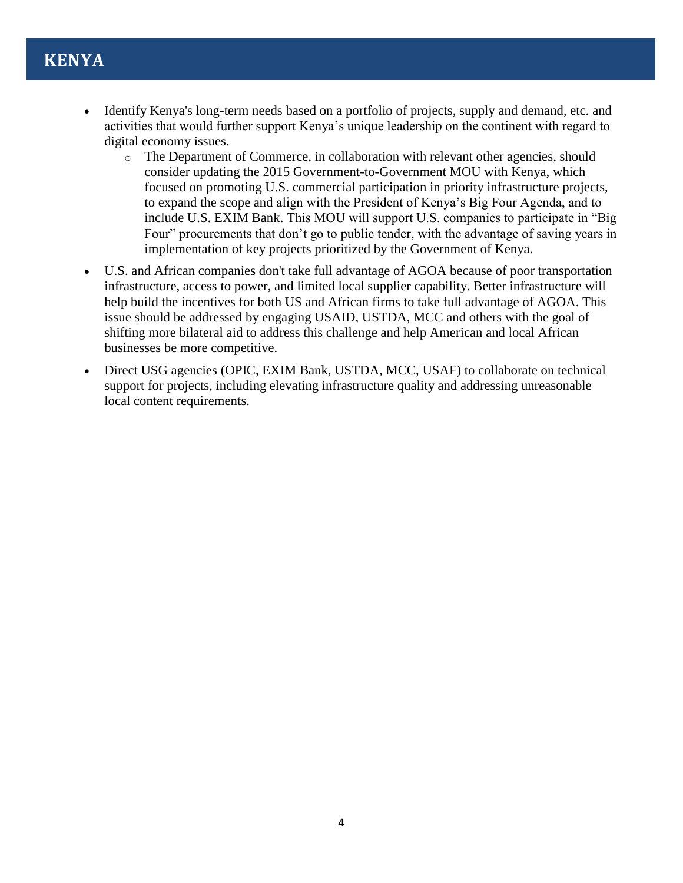# KENYA

- Identify Kenya's long-term needs based on a portfolio of projects, supply and demand, etc. and activities that would further support Kenya's unique leadership on the continent with regard to digital economy issues.
  - The Department of Commerce, in collaboration with relevant other agencies, should consider updating the 2015 Government-to-Government MOU with Kenya, which focused on promoting U.S. commercial participation in priority infrastructure projects, to expand the scope and align with the President of Kenya's Big Four Agenda, and to include U.S. EXIM Bank. This MOU will support U.S. companies to participate in "Big Four" procurements that don't go to public tender, with the advantage of saving years in implementation of key projects prioritized by the Government of Kenya.
- U.S. and African companies don't take full advantage of AGOA because of poor transportation infrastructure, access to power, and limited local supplier capability. Better infrastructure will help build the incentives for both US and African firms to take full advantage of AGOA. This issue should be addressed by engaging USAID, USTDA, MCC and others with the goal of shifting more bilateral aid to address this challenge and help American and local African businesses be more competitive.
- Direct USG agencies (OPIC, EXIM Bank, USTDA, MCC, USAF) to collaborate on technical support for projects, including elevating infrastructure quality and addressing unreasonable local content requirements.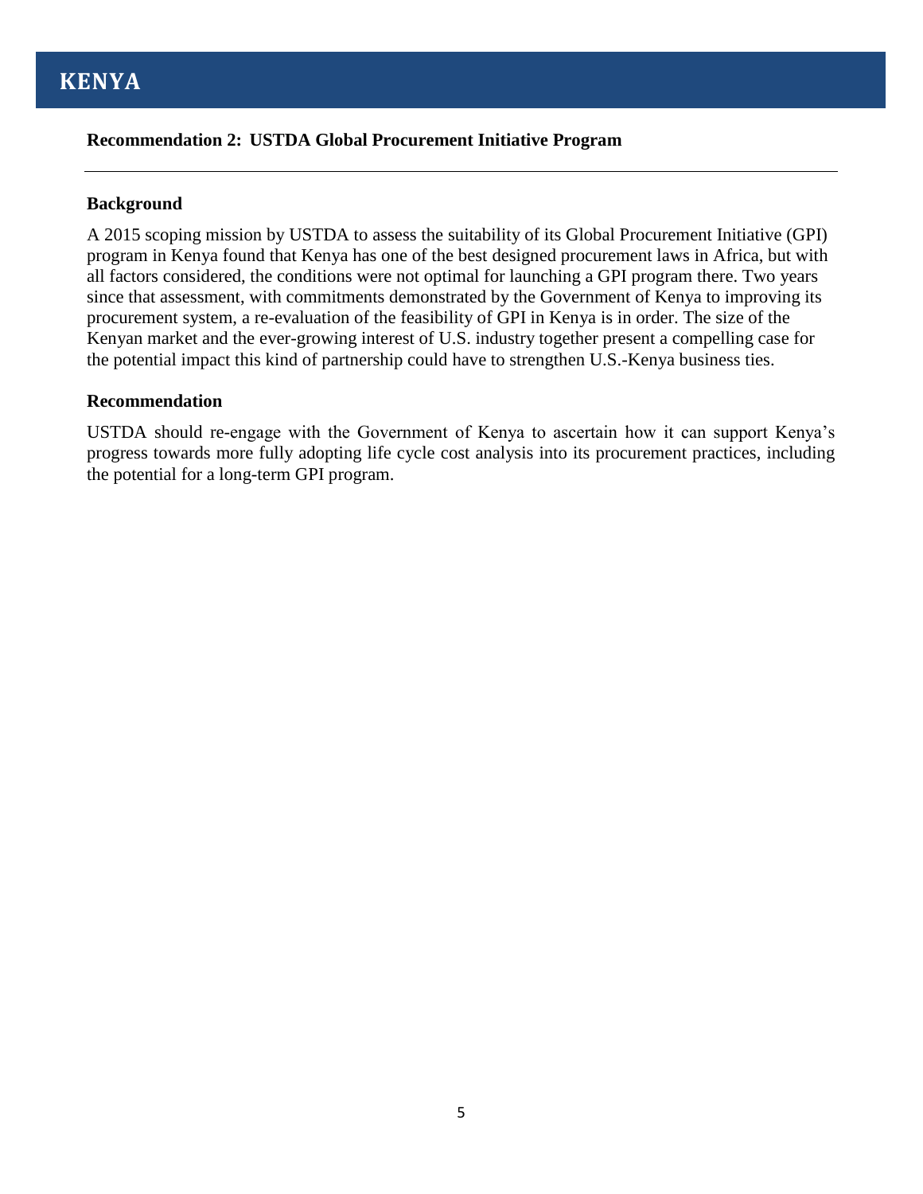# KENYA

**Recommendation 2: USTDA Global Procurement Initiative Program**

---

**Background**

A 2015 scoping mission by USTDA to assess the suitability of its Global Procurement Initiative (GPI) program in Kenya found that Kenya has one of the best designed procurement laws in Africa, but with all factors considered, the conditions were not optimal for launching a GPI program there. Two years since that assessment, with commitments demonstrated by the Government of Kenya to improving its procurement system, a re-evaluation of the feasibility of GPI in Kenya is in order. The size of the Kenyan market and the ever-growing interest of U.S. industry together present a compelling case for the potential impact this kind of partnership could have to strengthen U.S.-Kenya business ties.

**Recommendation**

USTDA should re-engage with the Government of Kenya to ascertain how it can support Kenya's progress towards more fully adopting life cycle cost analysis into its procurement practices, including the potential for a long-term GPI program.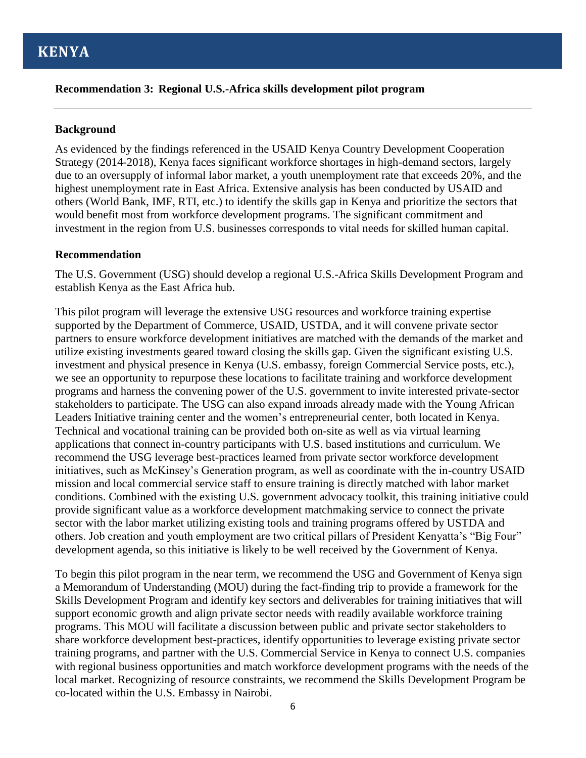# KENYA

**Recommendation 3: Regional U.S.-Africa skills development pilot program**

---

**Background**

As evidenced by the findings referenced in the USAID Kenya Country Development Cooperation Strategy (2014-2018), Kenya faces significant workforce shortages in high-demand sectors, largely due to an oversupply of informal labor market, a youth unemployment rate that exceeds 20%, and the highest unemployment rate in East Africa. Extensive analysis has been conducted by USAID and others (World Bank, IMF, RTI, etc.) to identify the skills gap in Kenya and prioritize the sectors that would benefit most from workforce development programs. The significant commitment and investment in the region from U.S. businesses corresponds to vital needs for skilled human capital.

**Recommendation**

The U.S. Government (USG) should develop a regional U.S.-Africa Skills Development Program and establish Kenya as the East Africa hub.

This pilot program will leverage the extensive USG resources and workforce training expertise supported by the Department of Commerce, USAID, USTDA, and it will convene private sector partners to ensure workforce development initiatives are matched with the demands of the market and utilize existing investments geared toward closing the skills gap. Given the significant existing U.S. investment and physical presence in Kenya (U.S. embassy, foreign Commercial Service posts, etc.), we see an opportunity to repurpose these locations to facilitate training and workforce development programs and harness the convening power of the U.S. government to invite interested private-sector stakeholders to participate. The USG can also expand inroads already made with the Young African Leaders Initiative training center and the women's entrepreneurial center, both located in Kenya. Technical and vocational training can be provided both on-site as well as via virtual learning applications that connect in-country participants with U.S. based institutions and curriculum. We recommend the USG leverage best-practices learned from private sector workforce development initiatives, such as McKinsey's Generation program, as well as coordinate with the in-country USAID mission and local commercial service staff to ensure training is directly matched with labor market conditions. Combined with the existing U.S. government advocacy toolkit, this training initiative could provide significant value as a workforce development matchmaking service to connect the private sector with the labor market utilizing existing tools and training programs offered by USTDA and others. Job creation and youth employment are two critical pillars of President Kenyatta's "Big Four" development agenda, so this initiative is likely to be well received by the Government of Kenya.

To begin this pilot program in the near term, we recommend the USG and Government of Kenya sign a Memorandum of Understanding (MOU) during the fact-finding trip to provide a framework for the Skills Development Program and identify key sectors and deliverables for training initiatives that will support economic growth and align private sector needs with readily available workforce training programs. This MOU will facilitate a discussion between public and private sector stakeholders to share workforce development best-practices, identify opportunities to leverage existing private sector training programs, and partner with the U.S. Commercial Service in Kenya to connect U.S. companies with regional business opportunities and match workforce development programs with the needs of the local market. Recognizing of resource constraints, we recommend the Skills Development Program be co-located within the U.S. Embassy in Nairobi.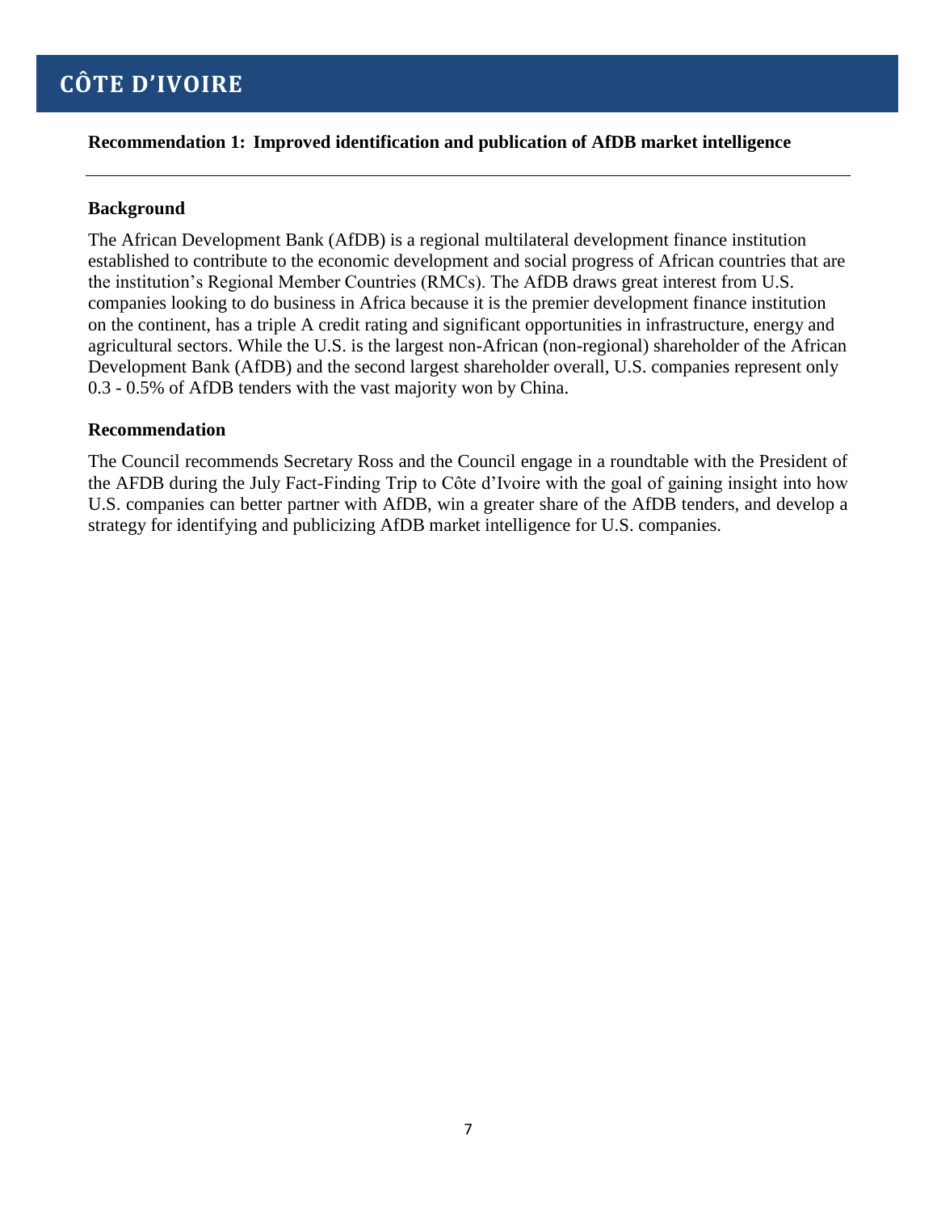# CÔTE D'IVOIRE

**Recommendation 1: Improved identification and publication of AfDB market intelligence**

---

**Background**

The African Development Bank (AfDB) is a regional multilateral development finance institution established to contribute to the economic development and social progress of African countries that are the institution's Regional Member Countries (RMCs). The AfDB draws great interest from U.S. companies looking to do business in Africa because it is the premier development finance institution on the continent, has a triple A credit rating and significant opportunities in infrastructure, energy and agricultural sectors. While the U.S. is the largest non-African (non-regional) shareholder of the African Development Bank (AfDB) and the second largest shareholder overall, U.S. companies represent only 0.3 - 0.5% of AfDB tenders with the vast majority won by China.

**Recommendation**

The Council recommends Secretary Ross and the Council engage in a roundtable with the President of the AFDB during the July Fact-Finding Trip to Côte d'Ivoire with the goal of gaining insight into how U.S. companies can better partner with AfDB, win a greater share of the AfDB tenders, and develop a strategy for identifying and publicizing AfDB market intelligence for U.S. companies.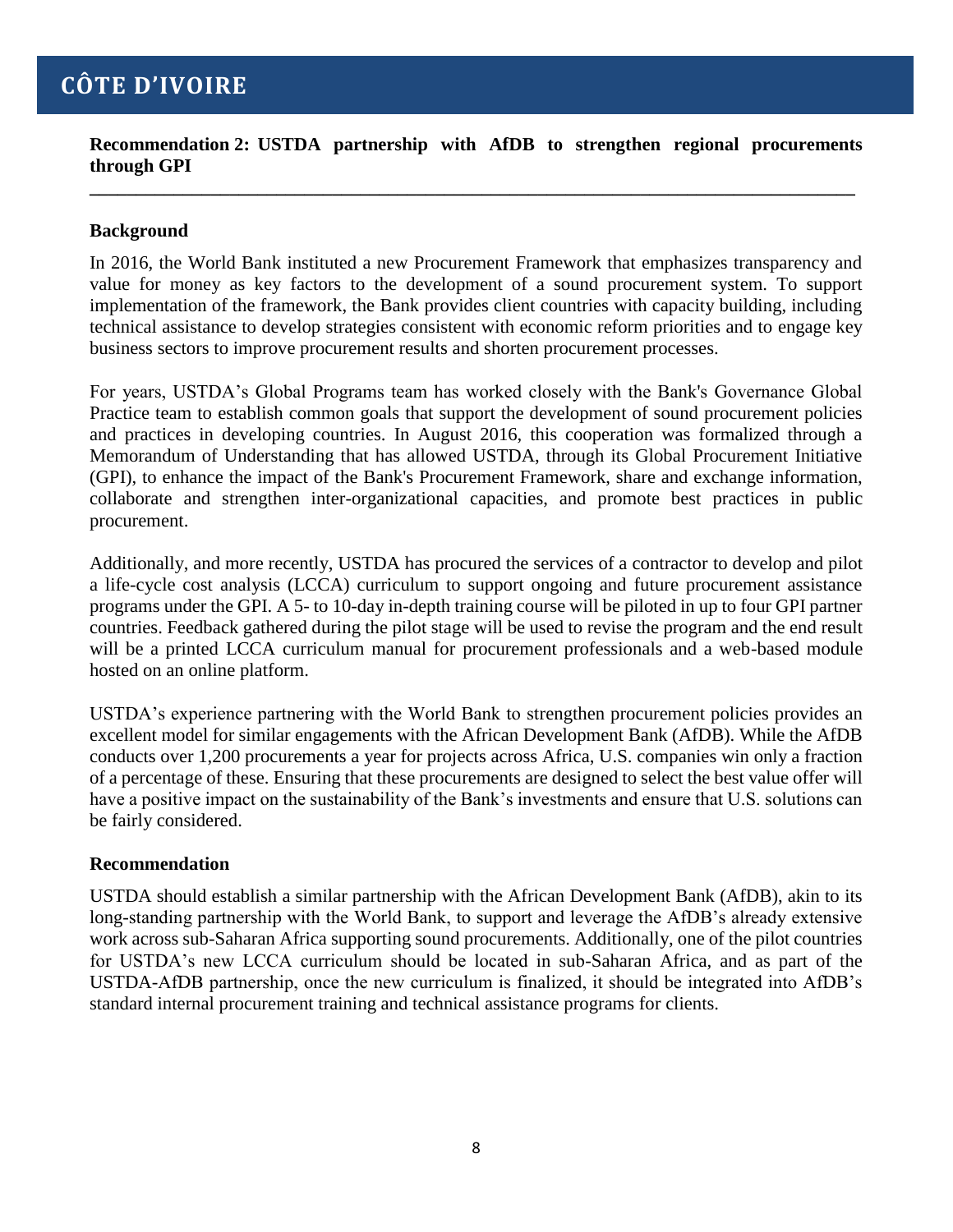# CÔTE D'IVOIRE

**Recommendation 2: USTDA partnership with AfDB to strengthen regional procurements through GPI**

---

### Background

In 2016, the World Bank instituted a new Procurement Framework that emphasizes transparency and value for money as key factors to the development of a sound procurement system. To support implementation of the framework, the Bank provides client countries with capacity building, including technical assistance to develop strategies consistent with economic reform priorities and to engage key business sectors to improve procurement results and shorten procurement processes.

For years, USTDA's Global Programs team has worked closely with the Bank's Governance Global Practice team to establish common goals that support the development of sound procurement policies and practices in developing countries. In August 2016, this cooperation was formalized through a Memorandum of Understanding that has allowed USTDA, through its Global Procurement Initiative (GPI), to enhance the impact of the Bank's Procurement Framework, share and exchange information, collaborate and strengthen inter-organizational capacities, and promote best practices in public procurement.

Additionally, and more recently, USTDA has procured the services of a contractor to develop and pilot a life-cycle cost analysis (LCCA) curriculum to support ongoing and future procurement assistance programs under the GPI. A 5- to 10-day in-depth training course will be piloted in up to four GPI partner countries. Feedback gathered during the pilot stage will be used to revise the program and the end result will be a printed LCCA curriculum manual for procurement professionals and a web-based module hosted on an online platform.

USTDA's experience partnering with the World Bank to strengthen procurement policies provides an excellent model for similar engagements with the African Development Bank (AfDB). While the AfDB conducts over 1,200 procurements a year for projects across Africa, U.S. companies win only a fraction of a percentage of these. Ensuring that these procurements are designed to select the best value offer will have a positive impact on the sustainability of the Bank's investments and ensure that U.S. solutions can be fairly considered.

### Recommendation

USTDA should establish a similar partnership with the African Development Bank (AfDB), akin to its long-standing partnership with the World Bank, to support and leverage the AfDB's already extensive work across sub-Saharan Africa supporting sound procurements. Additionally, one of the pilot countries for USTDA's new LCCA curriculum should be located in sub-Saharan Africa, and as part of the USTDA-AfDB partnership, once the new curriculum is finalized, it should be integrated into AfDB's standard internal procurement training and technical assistance programs for clients.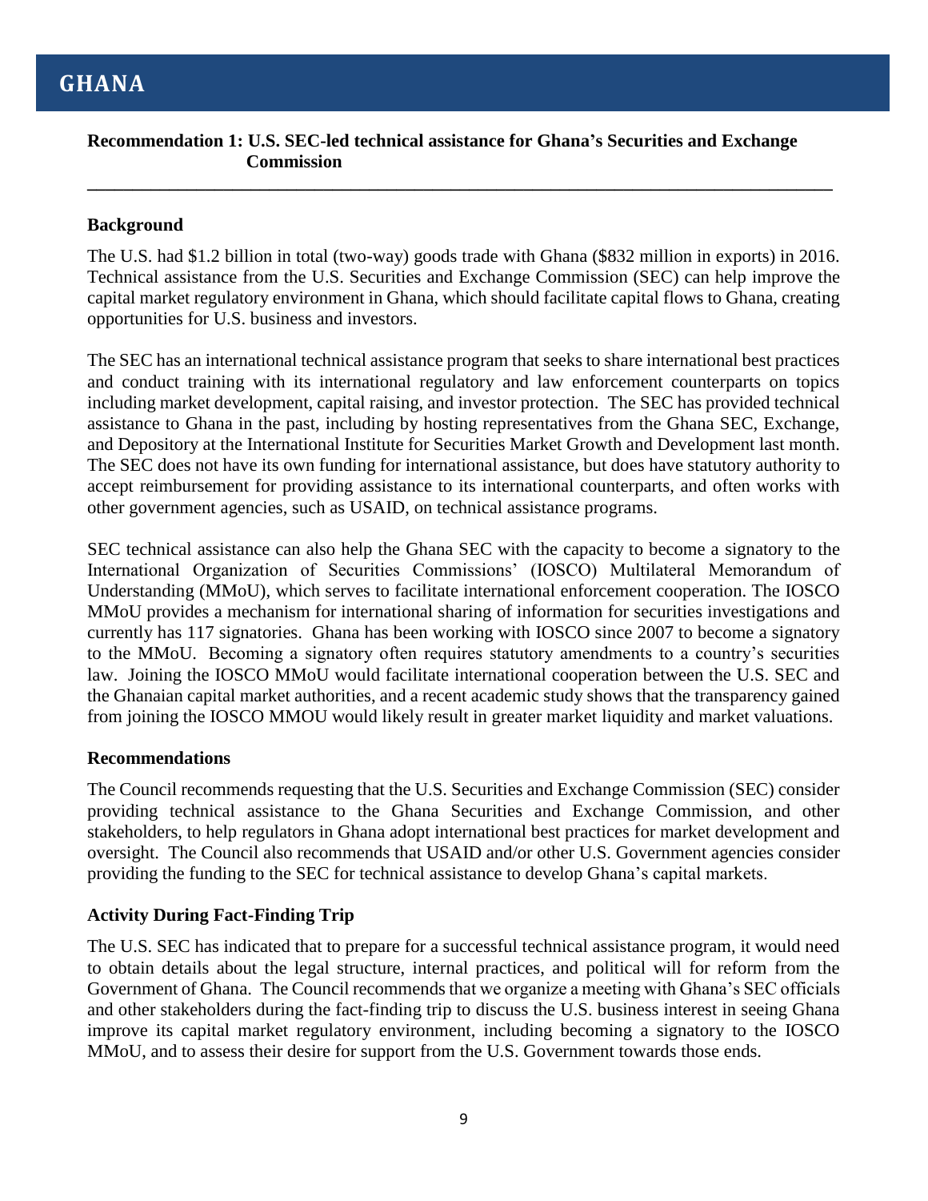# GHANA

## Recommendation 1: U.S. SEC-led technical assistance for Ghana's Securities and Exchange Commission

---

### Background

The U.S. had $1.2 billion in total (two-way) goods trade with Ghana ($832 million in exports) in 2016. Technical assistance from the U.S. Securities and Exchange Commission (SEC) can help improve the capital market regulatory environment in Ghana, which should facilitate capital flows to Ghana, creating opportunities for U.S. business and investors.

The SEC has an international technical assistance program that seeks to share international best practices and conduct training with its international regulatory and law enforcement counterparts on topics including market development, capital raising, and investor protection. The SEC has provided technical assistance to Ghana in the past, including by hosting representatives from the Ghana SEC, Exchange, and Depository at the International Institute for Securities Market Growth and Development last month. The SEC does not have its own funding for international assistance, but does have statutory authority to accept reimbursement for providing assistance to its international counterparts, and often works with other government agencies, such as USAID, on technical assistance programs.

SEC technical assistance can also help the Ghana SEC with the capacity to become a signatory to the International Organization of Securities Commissions' (IOSCO) Multilateral Memorandum of Understanding (MMoU), which serves to facilitate international enforcement cooperation. The IOSCO MMoU provides a mechanism for international sharing of information for securities investigations and currently has 117 signatories. Ghana has been working with IOSCO since 2007 to become a signatory to the MMoU. Becoming a signatory often requires statutory amendments to a country's securities law. Joining the IOSCO MMoU would facilitate international cooperation between the U.S. SEC and the Ghanaian capital market authorities, and a recent academic study shows that the transparency gained from joining the IOSCO MMOU would likely result in greater market liquidity and market valuations.

### Recommendations

The Council recommends requesting that the U.S. Securities and Exchange Commission (SEC) consider providing technical assistance to the Ghana Securities and Exchange Commission, and other stakeholders, to help regulators in Ghana adopt international best practices for market development and oversight. The Council also recommends that USAID and/or other U.S. Government agencies consider providing the funding to the SEC for technical assistance to develop Ghana's capital markets.

### Activity During Fact-Finding Trip

The U.S. SEC has indicated that to prepare for a successful technical assistance program, it would need to obtain details about the legal structure, internal practices, and political will for reform from the Government of Ghana. The Council recommends that we organize a meeting with Ghana's SEC officials and other stakeholders during the fact-finding trip to discuss the U.S. business interest in seeing Ghana improve its capital market regulatory environment, including becoming a signatory to the IOSCO MMoU, and to assess their desire for support from the U.S. Government towards those ends.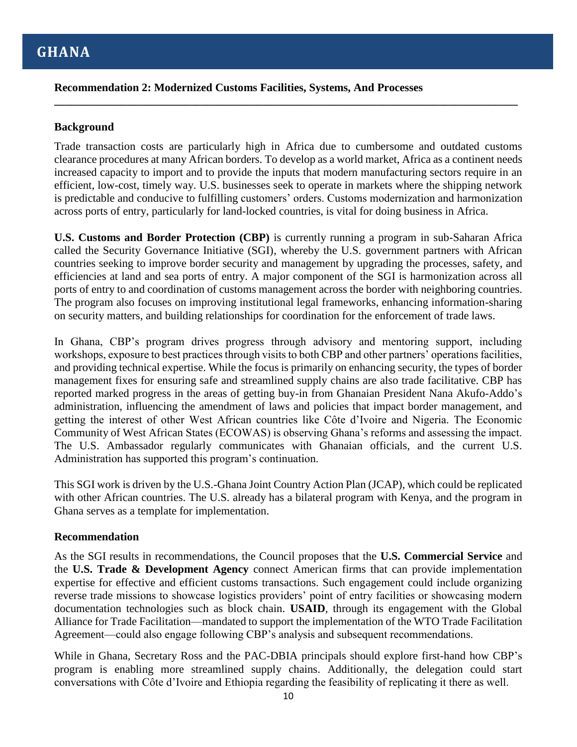# GHANA

**Recommendation 2: Modernized Customs Facilities, Systems, And Processes**

---

**Background**

Trade transaction costs are particularly high in Africa due to cumbersome and outdated customs clearance procedures at many African borders. To develop as a world market, Africa as a continent needs increased capacity to import and to provide the inputs that modern manufacturing sectors require in an efficient, low-cost, timely way. U.S. businesses seek to operate in markets where the shipping network is predictable and conducive to fulfilling customers' orders. Customs modernization and harmonization across ports of entry, particularly for land-locked countries, is vital for doing business in Africa.

**U.S. Customs and Border Protection (CBP)** is currently running a program in sub-Saharan Africa called the Security Governance Initiative (SGI), whereby the U.S. government partners with African countries seeking to improve border security and management by upgrading the processes, safety, and efficiencies at land and sea ports of entry. A major component of the SGI is harmonization across all ports of entry to and coordination of customs management across the border with neighboring countries. The program also focuses on improving institutional legal frameworks, enhancing information-sharing on security matters, and building relationships for coordination for the enforcement of trade laws.

In Ghana, CBP's program drives progress through advisory and mentoring support, including workshops, exposure to best practices through visits to both CBP and other partners' operations facilities, and providing technical expertise. While the focus is primarily on enhancing security, the types of border management fixes for ensuring safe and streamlined supply chains are also trade facilitative. CBP has reported marked progress in the areas of getting buy-in from Ghanaian President Nana Akufo-Addo's administration, influencing the amendment of laws and policies that impact border management, and getting the interest of other West African countries like Côte d'Ivoire and Nigeria. The Economic Community of West African States (ECOWAS) is observing Ghana's reforms and assessing the impact. The U.S. Ambassador regularly communicates with Ghanaian officials, and the current U.S. Administration has supported this program's continuation.

This SGI work is driven by the U.S.-Ghana Joint Country Action Plan (JCAP), which could be replicated with other African countries. The U.S. already has a bilateral program with Kenya, and the program in Ghana serves as a template for implementation.

**Recommendation**

As the SGI results in recommendations, the Council proposes that the **U.S. Commercial Service** and the **U.S. Trade & Development Agency** connect American firms that can provide implementation expertise for effective and efficient customs transactions. Such engagement could include organizing reverse trade missions to showcase logistics providers' point of entry facilities or showcasing modern documentation technologies such as block chain. **USAID**, through its engagement with the Global Alliance for Trade Facilitation—mandated to support the implementation of the WTO Trade Facilitation Agreement—could also engage following CBP's analysis and subsequent recommendations.

While in Ghana, Secretary Ross and the PAC-DBIA principals should explore first-hand how CBP's program is enabling more streamlined supply chains. Additionally, the delegation could start conversations with Côte d'Ivoire and Ethiopia regarding the feasibility of replicating it there as well.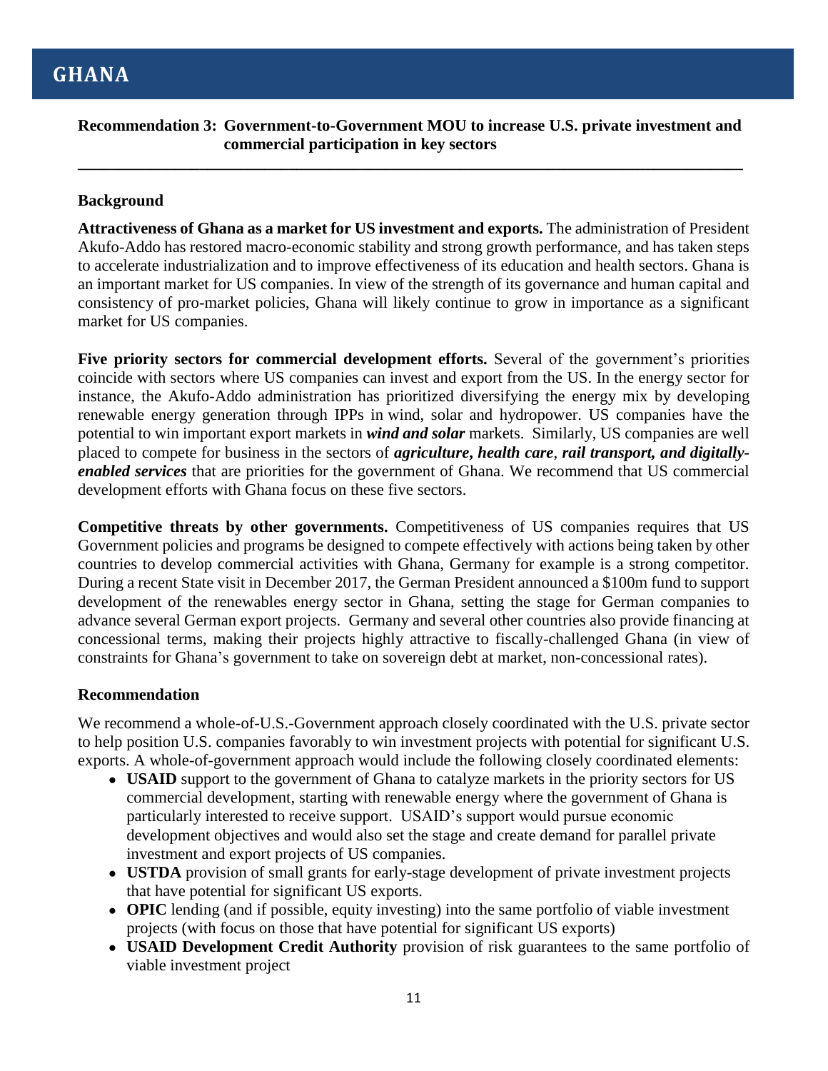# GHANA

**Recommendation 3: Government-to-Government MOU to increase U.S. private investment and commercial participation in key sectors**

---

## Background

**Attractiveness of Ghana as a market for US investment and exports.** The administration of President Akufo-Addo has restored macro-economic stability and strong growth performance, and has taken steps to accelerate industrialization and to improve effectiveness of its education and health sectors. Ghana is an important market for US companies. In view of the strength of its governance and human capital and consistency of pro-market policies, Ghana will likely continue to grow in importance as a significant market for US companies.

**Five priority sectors for commercial development efforts.** Several of the government's priorities coincide with sectors where US companies can invest and export from the US. In the energy sector for instance, the Akufo-Addo administration has prioritized diversifying the energy mix by developing renewable energy generation through IPPs in wind, solar and hydropower. US companies have the potential to win important export markets in ***wind and solar*** markets. Similarly, US companies are well placed to compete for business in the sectors of ***agriculture, health care***, ***rail transport, and digitally-enabled services*** that are priorities for the government of Ghana. We recommend that US commercial development efforts with Ghana focus on these five sectors.

**Competitive threats by other governments.** Competitiveness of US companies requires that US Government policies and programs be designed to compete effectively with actions being taken by other countries to develop commercial activities with Ghana, Germany for example is a strong competitor. During a recent State visit in December 2017, the German President announced a $100m fund to support development of the renewables energy sector in Ghana, setting the stage for German companies to advance several German export projects. Germany and several other countries also provide financing at concessional terms, making their projects highly attractive to fiscally-challenged Ghana (in view of constraints for Ghana's government to take on sovereign debt at market, non-concessional rates).

## Recommendation

We recommend a whole-of-U.S.-Government approach closely coordinated with the U.S. private sector to help position U.S. companies favorably to win investment projects with potential for significant U.S. exports. A whole-of-government approach would include the following closely coordinated elements:

- **USAID** support to the government of Ghana to catalyze markets in the priority sectors for US commercial development, starting with renewable energy where the government of Ghana is particularly interested to receive support. USAID's support would pursue economic development objectives and would also set the stage and create demand for parallel private investment and export projects of US companies.
- **USTDA** provision of small grants for early-stage development of private investment projects that have potential for significant US exports.
- **OPIC** lending (and if possible, equity investing) into the same portfolio of viable investment projects (with focus on those that have potential for significant US exports)
- **USAID Development Credit Authority** provision of risk guarantees to the same portfolio of viable investment project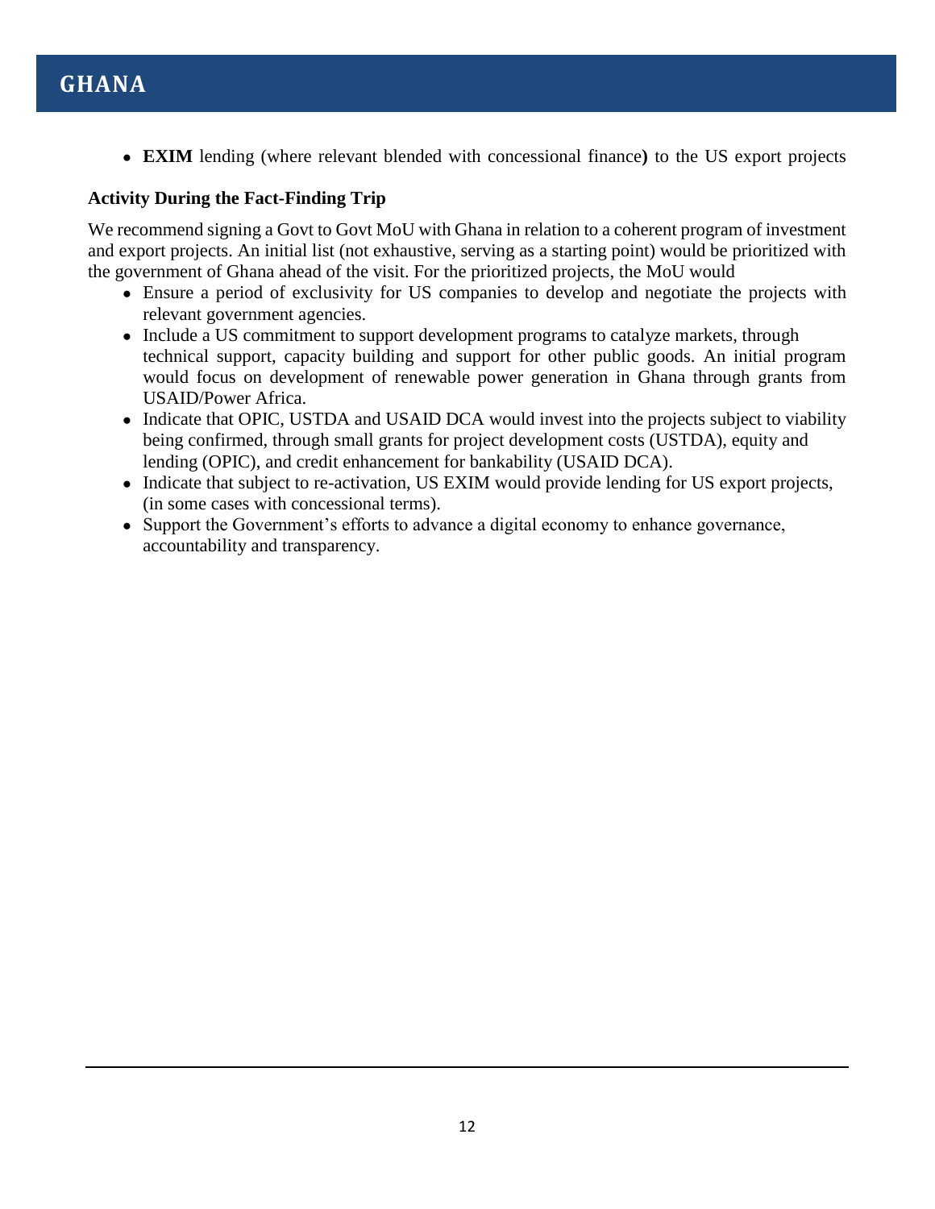# GHANA

- **EXIM** lending (where relevant blended with concessional finance**)** to the US export projects

**Activity During the Fact-Finding Trip**

We recommend signing a Govt to Govt MoU with Ghana in relation to a coherent program of investment and export projects. An initial list (not exhaustive, serving as a starting point) would be prioritized with the government of Ghana ahead of the visit. For the prioritized projects, the MoU would

- Ensure a period of exclusivity for US companies to develop and negotiate the projects with relevant government agencies.
- Include a US commitment to support development programs to catalyze markets, through technical support, capacity building and support for other public goods. An initial program would focus on development of renewable power generation in Ghana through grants from USAID/Power Africa.
- Indicate that OPIC, USTDA and USAID DCA would invest into the projects subject to viability being confirmed, through small grants for project development costs (USTDA), equity and lending (OPIC), and credit enhancement for bankability (USAID DCA).
- Indicate that subject to re-activation, US EXIM would provide lending for US export projects, (in some cases with concessional terms).
- Support the Government's efforts to advance a digital economy to enhance governance, accountability and transparency.